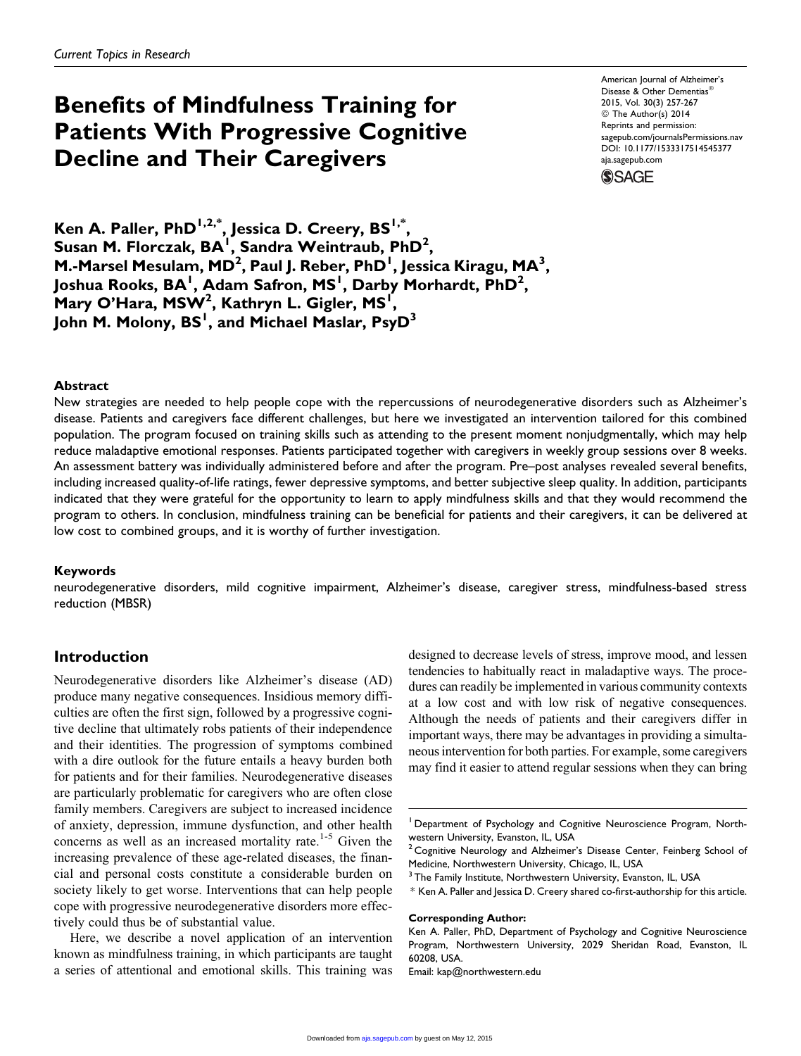*Current Topics in Research*

# Benefits of Mindfulness Training for Patients With Progressive Cognitive Decline and Their Caregivers

American Journal of Alzheimer's Disease & Other Dementias®
2015, Vol. 30(3) 257-267
© The Author(s) 2014
Reprints and permission: sagepub.com/journalsPermissions.nav
DOI: 10.1177/1533317514545377
aja.sagepub.com

**Ken A. Paller, PhD[1,2,*], Jessica D. Creery, BS[1,*], Susan M. Florczak, BA[1], Sandra Weintraub, PhD[2], M.-Marsel Mesulam, MD[2], Paul J. Reber, PhD[1], Jessica Kiragu, MA[3], Joshua Rooks, BA[1], Adam Safron, MS[1], Darby Morhardt, PhD[2], Mary O'Hara, MSW[2], Kathryn L. Gigler, MS[1], John M. Molony, BS[1], and Michael Maslar, PsyD[3]**

### Abstract

New strategies are needed to help people cope with the repercussions of neurodegenerative disorders such as Alzheimer's disease. Patients and caregivers face different challenges, but here we investigated an intervention tailored for this combined population. The program focused on training skills such as attending to the present moment nonjudgmentally, which may help reduce maladaptive emotional responses. Patients participated together with caregivers in weekly group sessions over 8 weeks. An assessment battery was individually administered before and after the program. Pre–post analyses revealed several benefits, including increased quality-of-life ratings, fewer depressive symptoms, and better subjective sleep quality. In addition, participants indicated that they were grateful for the opportunity to learn to apply mindfulness skills and that they would recommend the program to others. In conclusion, mindfulness training can be beneficial for patients and their caregivers, it can be delivered at low cost to combined groups, and it is worthy of further investigation.

### Keywords

neurodegenerative disorders, mild cognitive impairment, Alzheimer's disease, caregiver stress, mindfulness-based stress reduction (MBSR)

## Introduction

Neurodegenerative disorders like Alzheimer's disease (AD) produce many negative consequences. Insidious memory difficulties are often the first sign, followed by a progressive cognitive decline that ultimately robs patients of their independence and their identities. The progression of symptoms combined with a dire outlook for the future entails a heavy burden both for patients and for their families. Neurodegenerative diseases are particularly problematic for caregivers who are often close family members. Caregivers are subject to increased incidence of anxiety, depression, immune dysfunction, and other health concerns as well as an increased mortality rate.[1-5] Given the increasing prevalence of these age-related diseases, the financial and personal costs constitute a considerable burden on society likely to get worse. Interventions that can help people cope with progressive neurodegenerative disorders more effectively could thus be of substantial value.

Here, we describe a novel application of an intervention known as mindfulness training, in which participants are taught a series of attentional and emotional skills. This training was designed to decrease levels of stress, improve mood, and lessen tendencies to habitually react in maladaptive ways. The procedures can readily be implemented in various community contexts at a low cost and with low risk of negative consequences. Although the needs of patients and their caregivers differ in important ways, there may be advantages in providing a simultaneous intervention for both parties. For example, some caregivers may find it easier to attend regular sessions when they can bring

[1] Department of Psychology and Cognitive Neuroscience Program, Northwestern University, Evanston, IL, USA
[2] Cognitive Neurology and Alzheimer's Disease Center, Feinberg School of Medicine, Northwestern University, Chicago, IL, USA
[3] The Family Institute, Northwestern University, Evanston, IL, USA
* Ken A. Paller and Jessica D. Creery shared co-first-authorship for this article.

**Corresponding Author:**
Ken A. Paller, PhD, Department of Psychology and Cognitive Neuroscience Program, Northwestern University, 2029 Sheridan Road, Evanston, IL 60208, USA.
Email: kap@northwestern.edu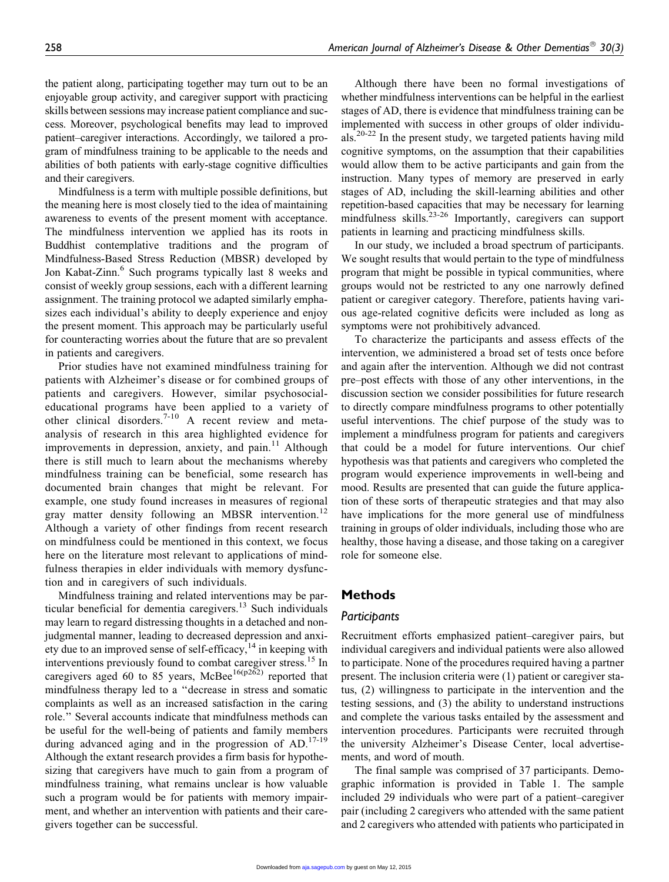the patient along, participating together may turn out to be an enjoyable group activity, and caregiver support with practicing skills between sessions may increase patient compliance and success. Moreover, psychological benefits may lead to improved patient–caregiver interactions. Accordingly, we tailored a program of mindfulness training to be applicable to the needs and abilities of both patients with early-stage cognitive difficulties and their caregivers.

Mindfulness is a term with multiple possible definitions, but the meaning here is most closely tied to the idea of maintaining awareness to events of the present moment with acceptance. The mindfulness intervention we applied has its roots in Buddhist contemplative traditions and the program of Mindfulness-Based Stress Reduction (MBSR) developed by Jon Kabat-Zinn.[6] Such programs typically last 8 weeks and consist of weekly group sessions, each with a different learning assignment. The training protocol we adapted similarly emphasizes each individual's ability to deeply experience and enjoy the present moment. This approach may be particularly useful for counteracting worries about the future that are so prevalent in patients and caregivers.

Prior studies have not examined mindfulness training for patients with Alzheimer's disease or for combined groups of patients and caregivers. However, similar psychosocial-educational programs have been applied to a variety of other clinical disorders.[7-10] A recent review and meta-analysis of research in this area highlighted evidence for improvements in depression, anxiety, and pain.[11] Although there is still much to learn about the mechanisms whereby mindfulness training can be beneficial, some research has documented brain changes that might be relevant. For example, one study found increases in measures of regional gray matter density following an MBSR intervention.[12] Although a variety of other findings from recent research on mindfulness could be mentioned in this context, we focus here on the literature most relevant to applications of mindfulness therapies in elder individuals with memory dysfunction and in caregivers of such individuals.

Mindfulness training and related interventions may be particular beneficial for dementia caregivers.[13] Such individuals may learn to regard distressing thoughts in a detached and nonjudgmental manner, leading to decreased depression and anxiety due to an improved sense of self-efficacy,[14] in keeping with interventions previously found to combat caregiver stress.[15] In caregivers aged 60 to 85 years, McBee[16(p262)] reported that mindfulness therapy led to a "decrease in stress and somatic complaints as well as an increased satisfaction in the caring role." Several accounts indicate that mindfulness methods can be useful for the well-being of patients and family members during advanced aging and in the progression of AD.[17-19] Although the extant research provides a firm basis for hypothesizing that caregivers have much to gain from a program of mindfulness training, what remains unclear is how valuable such a program would be for patients with memory impairment, and whether an intervention with patients and their caregivers together can be successful.

Although there have been no formal investigations of whether mindfulness interventions can be helpful in the earliest stages of AD, there is evidence that mindfulness training can be implemented with success in other groups of older individuals.[20-22] In the present study, we targeted patients having mild cognitive symptoms, on the assumption that their capabilities would allow them to be active participants and gain from the instruction. Many types of memory are preserved in early stages of AD, including the skill-learning abilities and other repetition-based capacities that may be necessary for learning mindfulness skills.[23-26] Importantly, caregivers can support patients in learning and practicing mindfulness skills.

In our study, we included a broad spectrum of participants. We sought results that would pertain to the type of mindfulness program that might be possible in typical communities, where groups would not be restricted to any one narrowly defined patient or caregiver category. Therefore, patients having various age-related cognitive deficits were included as long as symptoms were not prohibitively advanced.

To characterize the participants and assess effects of the intervention, we administered a broad set of tests once before and again after the intervention. Although we did not contrast pre–post effects with those of any other interventions, in the discussion section we consider possibilities for future research to directly compare mindfulness programs to other potentially useful interventions. The chief purpose of the study was to implement a mindfulness program for patients and caregivers that could be a model for future interventions. Our chief hypothesis was that patients and caregivers who completed the program would experience improvements in well-being and mood. Results are presented that can guide the future application of these sorts of therapeutic strategies and that may also have implications for the more general use of mindfulness training in groups of older individuals, including those who are healthy, those having a disease, and those taking on a caregiver role for someone else.

## Methods

### *Participants*

Recruitment efforts emphasized patient–caregiver pairs, but individual caregivers and individual patients were also allowed to participate. None of the procedures required having a partner present. The inclusion criteria were (1) patient or caregiver status, (2) willingness to participate in the intervention and the testing sessions, and (3) the ability to understand instructions and complete the various tasks entailed by the assessment and intervention procedures. Participants were recruited through the university Alzheimer's Disease Center, local advertisements, and word of mouth.

The final sample was comprised of 37 participants. Demographic information is provided in Table 1. The sample included 29 individuals who were part of a patient–caregiver pair (including 2 caregivers who attended with the same patient and 2 caregivers who attended with patients who participated in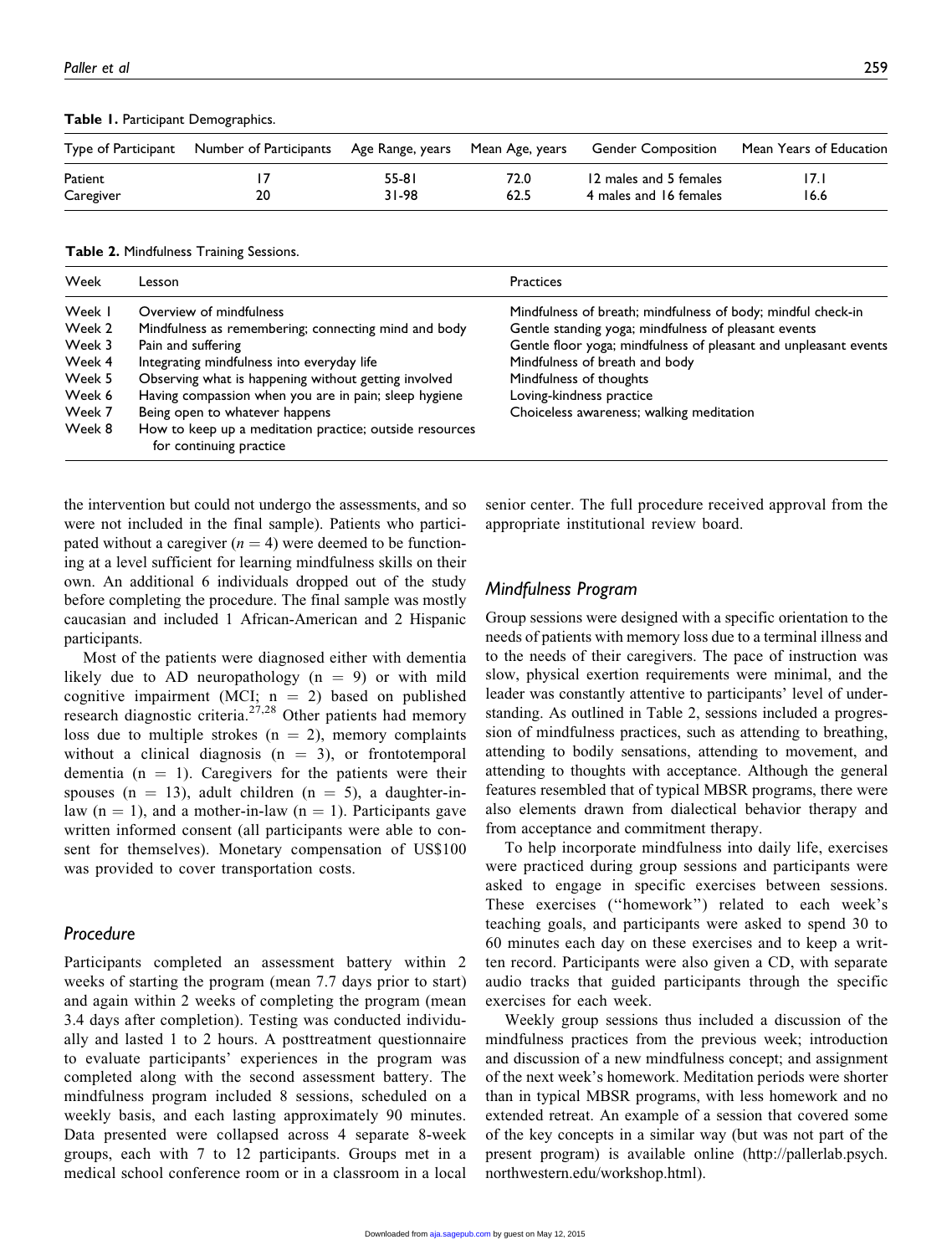**Table 1.** Participant Demographics.

| Type of Participant | Number of Participants | Age Range, years | Mean Age, years | Gender Composition | Mean Years of Education |
|---|---|---|---|---|---|
| Patient | 17 | 55-81 | 72.0 | 12 males and 5 females | 17.1 |
| Caregiver | 20 | 31-98 | 62.5 | 4 males and 16 females | 16.6 |

**Table 2.** Mindfulness Training Sessions.

| Week | Lesson | Practices |
|---|---|---|
| Week 1 | Overview of mindfulness | Mindfulness of breath; mindfulness of body; mindful check-in |
| Week 2 | Mindfulness as remembering; connecting mind and body | Gentle standing yoga; mindfulness of pleasant events |
| Week 3 | Pain and suffering | Gentle floor yoga; mindfulness of pleasant and unpleasant events |
| Week 4 | Integrating mindfulness into everyday life | Mindfulness of breath and body |
| Week 5 | Observing what is happening without getting involved | Mindfulness of thoughts |
| Week 6 | Having compassion when you are in pain; sleep hygiene | Loving-kindness practice |
| Week 7 | Being open to whatever happens | Choiceless awareness; walking meditation |
| Week 8 | How to keep up a meditation practice; outside resources for continuing practice | |

the intervention but could not undergo the assessments, and so were not included in the final sample). Patients who participated without a caregiver ($n = 4$) were deemed to be functioning at a level sufficient for learning mindfulness skills on their own. An additional 6 individuals dropped out of the study before completing the procedure. The final sample was mostly caucasian and included 1 African-American and 2 Hispanic participants.

Most of the patients were diagnosed either with dementia likely due to AD neuropathology ($n = 9$) or with mild cognitive impairment (MCI; $n = 2$) based on published research diagnostic criteria.[27,28] Other patients had memory loss due to multiple strokes ($n = 2$), memory complaints without a clinical diagnosis ($n = 3$), or frontotemporal dementia ($n = 1$). Caregivers for the patients were their spouses ($n = 13$), adult children ($n = 5$), a daughter-in-law ($n = 1$), and a mother-in-law ($n = 1$). Participants gave written informed consent (all participants were able to consent for themselves). Monetary compensation of US$100 was provided to cover transportation costs.

## Procedure

Participants completed an assessment battery within 2 weeks of starting the program (mean 7.7 days prior to start) and again within 2 weeks of completing the program (mean 3.4 days after completion). Testing was conducted individually and lasted 1 to 2 hours. A posttreatment questionnaire to evaluate participants' experiences in the program was completed along with the second assessment battery. The mindfulness program included 8 sessions, scheduled on a weekly basis, and each lasting approximately 90 minutes. Data presented were collapsed across 4 separate 8-week groups, each with 7 to 12 participants. Groups met in a medical school conference room or in a classroom in a local senior center. The full procedure received approval from the appropriate institutional review board.

## Mindfulness Program

Group sessions were designed with a specific orientation to the needs of patients with memory loss due to a terminal illness and to the needs of their caregivers. The pace of instruction was slow, physical exertion requirements were minimal, and the leader was constantly attentive to participants' level of understanding. As outlined in Table 2, sessions included a progression of mindfulness practices, such as attending to breathing, attending to bodily sensations, attending to movement, and attending to thoughts with acceptance. Although the general features resembled that of typical MBSR programs, there were also elements drawn from dialectical behavior therapy and from acceptance and commitment therapy.

To help incorporate mindfulness into daily life, exercises were practiced during group sessions and participants were asked to engage in specific exercises between sessions. These exercises ("homework") related to each week's teaching goals, and participants were asked to spend 30 to 60 minutes each day on these exercises and to keep a written record. Participants were also given a CD, with separate audio tracks that guided participants through the specific exercises for each week.

Weekly group sessions thus included a discussion of the mindfulness practices from the previous week; introduction and discussion of a new mindfulness concept; and assignment of the next week's homework. Meditation periods were shorter than in typical MBSR programs, with less homework and no extended retreat. An example of a session that covered some of the key concepts in a similar way (but was not part of the present program) is available online (http://pallerlab.psych.northwestern.edu/workshop.html).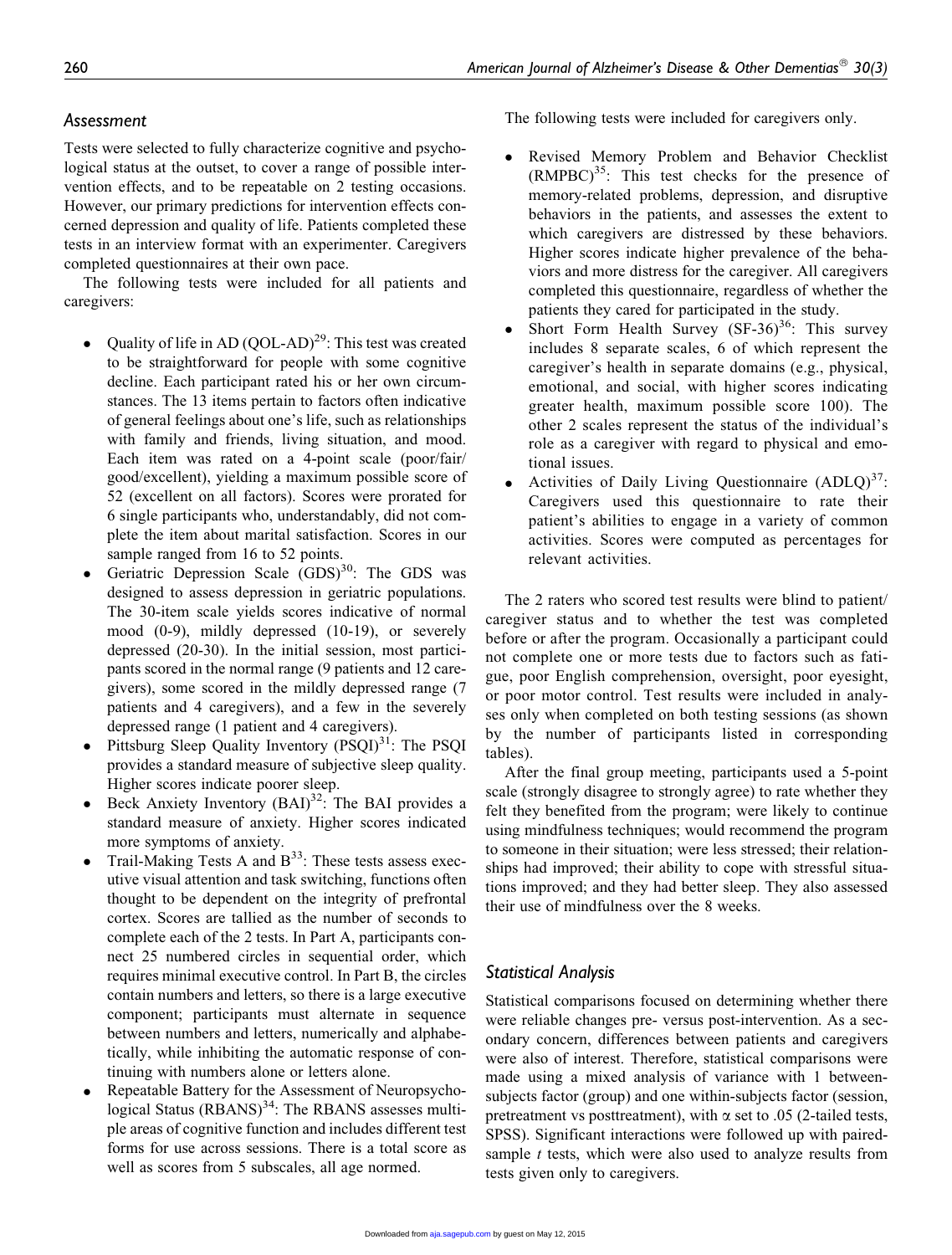### Assessment

Tests were selected to fully characterize cognitive and psychological status at the outset, to cover a range of possible intervention effects, and to be repeatable on 2 testing occasions. However, our primary predictions for intervention effects concerned depression and quality of life. Patients completed these tests in an interview format with an experimenter. Caregivers completed questionnaires at their own pace.

The following tests were included for all patients and caregivers:

- Quality of life in AD (QOL-AD)[29]: This test was created to be straightforward for people with some cognitive decline. Each participant rated his or her own circumstances. The 13 items pertain to factors often indicative of general feelings about one's life, such as relationships with family and friends, living situation, and mood. Each item was rated on a 4-point scale (poor/fair/good/excellent), yielding a maximum possible score of 52 (excellent on all factors). Scores were prorated for 6 single participants who, understandably, did not complete the item about marital satisfaction. Scores in our sample ranged from 16 to 52 points.
- Geriatric Depression Scale (GDS)[30]: The GDS was designed to assess depression in geriatric populations. The 30-item scale yields scores indicative of normal mood (0-9), mildly depressed (10-19), or severely depressed (20-30). In the initial session, most participants scored in the normal range (9 patients and 12 caregivers), some scored in the mildly depressed range (7 patients and 4 caregivers), and a few in the severely depressed range (1 patient and 4 caregivers).
- Pittsburg Sleep Quality Inventory (PSQI)[31]: The PSQI provides a standard measure of subjective sleep quality. Higher scores indicate poorer sleep.
- Beck Anxiety Inventory (BAI)[32]: The BAI provides a standard measure of anxiety. Higher scores indicated more symptoms of anxiety.
- Trail-Making Tests A and B[33]: These tests assess executive visual attention and task switching, functions often thought to be dependent on the integrity of prefrontal cortex. Scores are tallied as the number of seconds to complete each of the 2 tests. In Part A, participants connect 25 numbered circles in sequential order, which requires minimal executive control. In Part B, the circles contain numbers and letters, so there is a large executive component; participants must alternate in sequence between numbers and letters, numerically and alphabetically, while inhibiting the automatic response of continuing with numbers alone or letters alone.
- Repeatable Battery for the Assessment of Neuropsychological Status (RBANS)[34]: The RBANS assesses multiple areas of cognitive function and includes different test forms for use across sessions. There is a total score as well as scores from 5 subscales, all age normed.

The following tests were included for caregivers only.

- Revised Memory Problem and Behavior Checklist (RMPBC)[35]: This test checks for the presence of memory-related problems, depression, and disruptive behaviors in the patients, and assesses the extent to which caregivers are distressed by these behaviors. Higher scores indicate higher prevalence of the behaviors and more distress for the caregiver. All caregivers completed this questionnaire, regardless of whether the patients they cared for participated in the study.
- Short Form Health Survey (SF-36)[36]: This survey includes 8 separate scales, 6 of which represent the caregiver's health in separate domains (e.g., physical, emotional, and social, with higher scores indicating greater health, maximum possible score 100). The other 2 scales represent the status of the individual's role as a caregiver with regard to physical and emotional issues.
- Activities of Daily Living Questionnaire (ADLQ)[37]: Caregivers used this questionnaire to rate their patient's abilities to engage in a variety of common activities. Scores were computed as percentages for relevant activities.

The 2 raters who scored test results were blind to patient/caregiver status and to whether the test was completed before or after the program. Occasionally a participant could not complete one or more tests due to factors such as fatigue, poor English comprehension, oversight, poor eyesight, or poor motor control. Test results were included in analyses only when completed on both testing sessions (as shown by the number of participants listed in corresponding tables).

After the final group meeting, participants used a 5-point scale (strongly disagree to strongly agree) to rate whether they felt they benefited from the program; were likely to continue using mindfulness techniques; would recommend the program to someone in their situation; were less stressed; their relationships had improved; their ability to cope with stressful situations improved; and they had better sleep. They also assessed their use of mindfulness over the 8 weeks.

### Statistical Analysis

Statistical comparisons focused on determining whether there were reliable changes pre- versus post-intervention. As a secondary concern, differences between patients and caregivers were also of interest. Therefore, statistical comparisons were made using a mixed analysis of variance with 1 between-subjects factor (group) and one within-subjects factor (session, pretreatment vs posttreatment), with $\alpha$ set to .05 (2-tailed tests, SPSS). Significant interactions were followed up with paired-sample *t* tests, which were also used to analyze results from tests given only to caregivers.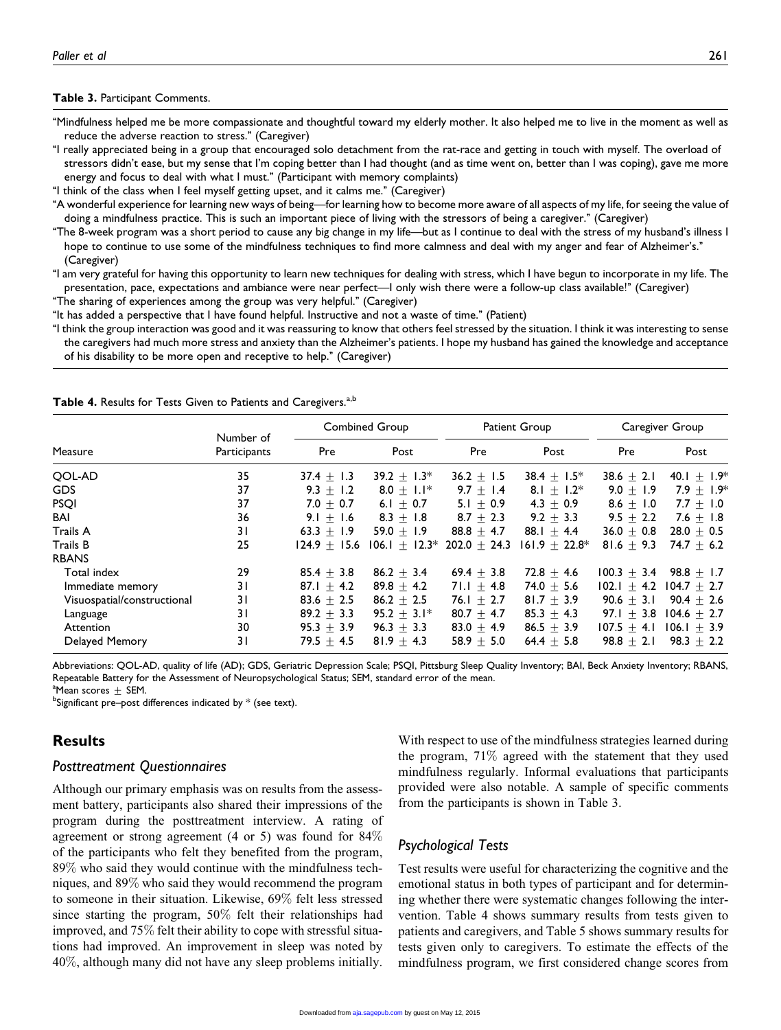**Table 3.** Participant Comments.

"Mindfulness helped me be more compassionate and thoughtful toward my elderly mother. It also helped me to live in the moment as well as reduce the adverse reaction to stress." (Caregiver)

"I really appreciated being in a group that encouraged solo detachment from the rat-race and getting in touch with myself. The overload of stressors didn't ease, but my sense that I'm coping better than I had thought (and as time went on, better than I was coping), gave me more energy and focus to deal with what I must." (Participant with memory complaints)

"I think of the class when I feel myself getting upset, and it calms me." (Caregiver)

"A wonderful experience for learning new ways of being—for learning how to become more aware of all aspects of my life, for seeing the value of doing a mindfulness practice. This is such an important piece of living with the stressors of being a caregiver." (Caregiver)

"The 8-week program was a short period to cause any big change in my life—but as I continue to deal with the stress of my husband's illness I hope to continue to use some of the mindfulness techniques to find more calmness and deal with my anger and fear of Alzheimer's." (Caregiver)

"I am very grateful for having this opportunity to learn new techniques for dealing with stress, which I have begun to incorporate in my life. The presentation, pace, expectations and ambiance were near perfect—I only wish there were a follow-up class available!" (Caregiver)

"The sharing of experiences among the group was very helpful." (Caregiver)

"It has added a perspective that I have found helpful. Instructive and not a waste of time." (Patient)

"I think the group interaction was good and it was reassuring to know that others feel stressed by the situation. I think it was interesting to sense the caregivers had much more stress and anxiety than the Alzheimer's patients. I hope my husband has gained the knowledge and acceptance of his disability to be more open and receptive to help." (Caregiver)

**Table 4.** Results for Tests Given to Patients and Caregivers.[a,b]

| Measure | Number of Participants | Combined Group | | Patient Group | | Caregiver Group | |
|---|---|---|---|---|---|---|---|
| | | Pre | Post | Pre | Post | Pre | Post |
| QOL-AD | 35 | 37.4 ± 1.3 | 39.2 ± 1.3* | 36.2 ± 1.5 | 38.4 ± 1.5* | 38.6 ± 2.1 | 40.1 ± 1.9* |
| GDS | 37 | 9.3 ± 1.2 | 8.0 ± 1.1* | 9.7 ± 1.4 | 8.1 ± 1.2* | 9.0 ± 1.9 | 7.9 ± 1.9* |
| PSQI | 37 | 7.0 ± 0.7 | 6.1 ± 0.7 | 5.1 ± 0.9 | 4.3 ± 0.9 | 8.6 ± 1.0 | 7.7 ± 1.0 |
| BAI | 36 | 9.1 ± 1.6 | 8.3 ± 1.8 | 8.7 ± 2.3 | 9.2 ± 3.3 | 9.5 ± 2.2 | 7.6 ± 1.8 |
| Trails A | 31 | 63.3 ± 1.9 | 59.0 ± 1.9 | 88.8 ± 4.7 | 88.1 ± 4.4 | 36.0 ± 0.8 | 28.0 ± 0.5 |
| Trails B | 25 | 124.9 ± 15.6 | 106.1 ± 12.3* | 202.0 ± 24.3 | 161.9 ± 22.8* | 81.6 ± 9.3 | 74.7 ± 6.2 |
| RBANS | | | | | | | |
| Total index | 29 | 85.4 ± 3.8 | 86.2 ± 3.4 | 69.4 ± 3.8 | 72.8 ± 4.6 | 100.3 ± 3.4 | 98.8 ± 1.7 |
| Immediate memory | 31 | 87.1 ± 4.2 | 89.8 ± 4.2 | 71.1 ± 4.8 | 74.0 ± 5.6 | 102.1 ± 4.2 | 104.7 ± 2.7 |
| Visuospatial/constructional | 31 | 83.6 ± 2.5 | 86.2 ± 2.5 | 76.1 ± 2.7 | 81.7 ± 3.9 | 90.6 ± 3.1 | 90.4 ± 2.6 |
| Language | 31 | 89.2 ± 3.3 | 95.2 ± 3.1* | 80.7 ± 4.7 | 85.3 ± 4.3 | 97.1 ± 3.8 | 104.6 ± 2.7 |
| Attention | 30 | 95.3 ± 3.9 | 96.3 ± 3.3 | 83.0 ± 4.9 | 86.5 ± 3.9 | 107.5 ± 4.1 | 106.1 ± 3.9 |
| Delayed Memory | 31 | 79.5 ± 4.5 | 81.9 ± 4.3 | 58.9 ± 5.0 | 64.4 ± 5.8 | 98.8 ± 2.1 | 98.3 ± 2.2 |

Abbreviations: QOL-AD, quality of life (AD); GDS, Geriatric Depression Scale; PSQI, Pittsburg Sleep Quality Inventory; BAI, Beck Anxiety Inventory; RBANS, Repeatable Battery for the Assessment of Neuropsychological Status; SEM, standard error of the mean.
[a]Mean scores ± SEM.
[b]Significant pre–post differences indicated by * (see text).

## Results

### Posttreatment Questionnaires

Although our primary emphasis was on results from the assessment battery, participants also shared their impressions of the program during the posttreatment interview. A rating of agreement or strong agreement (4 or 5) was found for 84% of the participants who felt they benefited from the program, 89% who said they would continue with the mindfulness techniques, and 89% who said they would recommend the program to someone in their situation. Likewise, 69% felt less stressed since starting the program, 50% felt their relationships had improved, and 75% felt their ability to cope with stressful situations had improved. An improvement in sleep was noted by 40%, although many did not have any sleep problems initially. With respect to use of the mindfulness strategies learned during the program, 71% agreed with the statement that they used mindfulness regularly. Informal evaluations that participants provided were also notable. A sample of specific comments from the participants is shown in Table 3.

### Psychological Tests

Test results were useful for characterizing the cognitive and the emotional status in both types of participant and for determining whether there were systematic changes following the intervention. Table 4 shows summary results from tests given to patients and caregivers, and Table 5 shows summary results for tests given only to caregivers. To estimate the effects of the mindfulness program, we first considered change scores from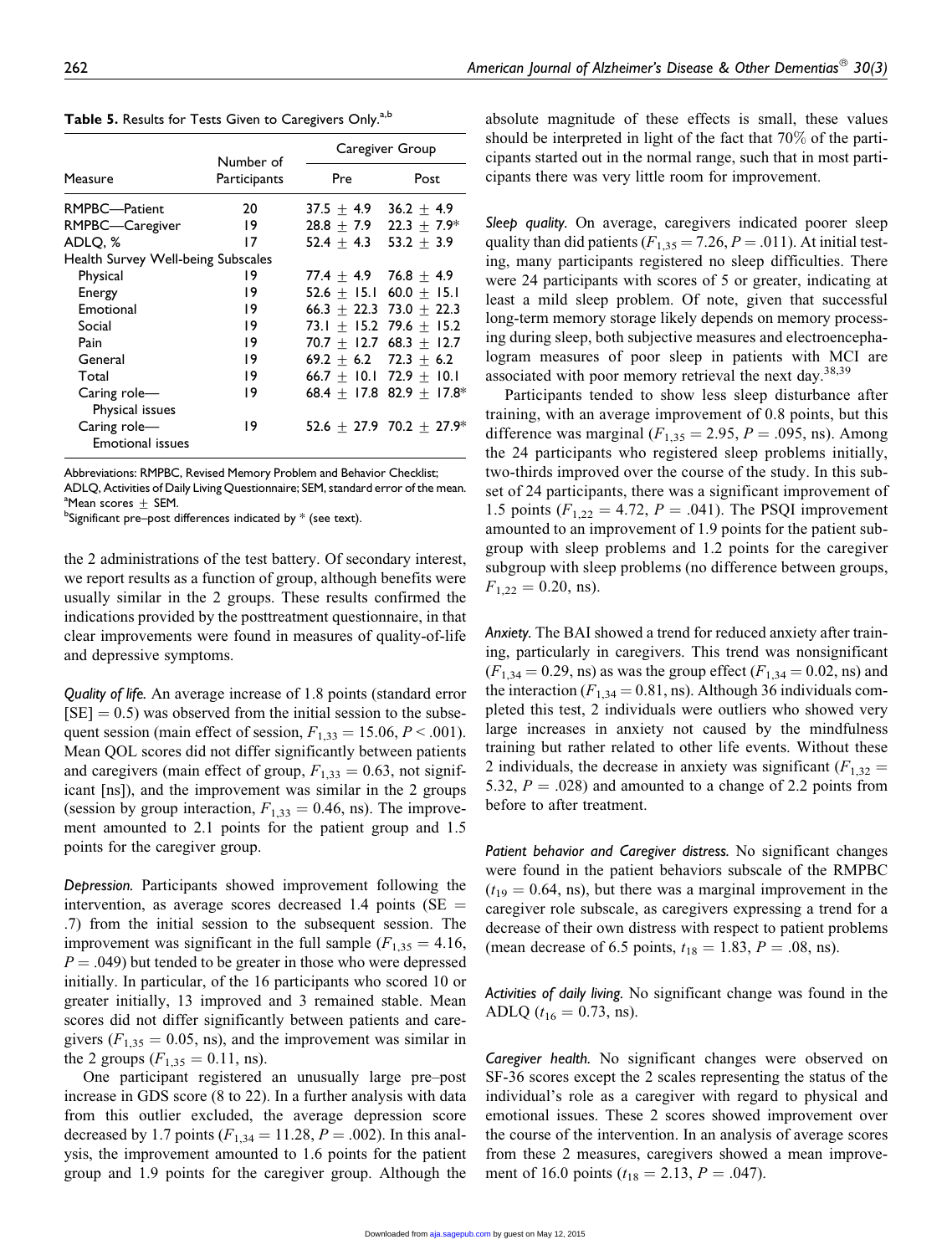**Table 5.** Results for Tests Given to Caregivers Only.[a,b]

| Measure | Number of Participants | Caregiver Group | |
|---|---|---|---|
| | | Pre | Post |
| RMPBC—Patient | 20 | 37.5 ± 4.9 | 36.2 ± 4.9 |
| RMPBC—Caregiver | 19 | 28.8 ± 7.9 | 22.3 ± 7.9* |
| ADLQ, % | 17 | 52.4 ± 4.3 | 53.2 ± 3.9 |
| Health Survey Well-being Subscales | | | |
| Physical | 19 | 77.4 ± 4.9 | 76.8 ± 4.9 |
| Energy | 19 | 52.6 ± 15.1 | 60.0 ± 15.1 |
| Emotional | 19 | 66.3 ± 22.3 | 73.0 ± 22.3 |
| Social | 19 | 73.1 ± 15.2 | 79.6 ± 15.2 |
| Pain | 19 | 70.7 ± 12.7 | 68.3 ± 12.7 |
| General | 19 | 69.2 ± 6.2 | 72.3 ± 6.2 |
| Total | 19 | 66.7 ± 10.1 | 72.9 ± 10.1 |
| Caring role—Physical issues | 19 | 68.4 ± 17.8 | 82.9 ± 17.8* |
| Caring role—Emotional issues | 19 | 52.6 ± 27.9 | 70.2 ± 27.9* |

Abbreviations: RMPBC, Revised Memory Problem and Behavior Checklist; ADLQ, Activities of Daily Living Questionnaire; SEM, standard error of the mean.
[a]Mean scores ± SEM.
[b]Significant pre–post differences indicated by * (see text).

the 2 administrations of the test battery. Of secondary interest, we report results as a function of group, although benefits were usually similar in the 2 groups. These results confirmed the indications provided by the posttreatment questionnaire, in that clear improvements were found in measures of quality-of-life and depressive symptoms.

*Quality of life.* An average increase of 1.8 points (standard error [SE] = 0.5) was observed from the initial session to the subsequent session (main effect of session, $F_{1,33} = 15.06$, $P < .001$). Mean QOL scores did not differ significantly between patients and caregivers (main effect of group, $F_{1,33} = 0.63$, not significant [ns]), and the improvement was similar in the 2 groups (session by group interaction, $F_{1,33} = 0.46$, ns). The improvement amounted to 2.1 points for the patient group and 1.5 points for the caregiver group.

*Depression.* Participants showed improvement following the intervention, as average scores decreased 1.4 points (SE = .7) from the initial session to the subsequent session. The improvement was significant in the full sample ($F_{1,35} = 4.16$, $P = .049$) but tended to be greater in those who were depressed initially. In particular, of the 16 participants who scored 10 or greater initially, 13 improved and 3 remained stable. Mean scores did not differ significantly between patients and caregivers ($F_{1,35} = 0.05$, ns), and the improvement was similar in the 2 groups ($F_{1,35} = 0.11$, ns).

One participant registered an unusually large pre–post increase in GDS score (8 to 22). In a further analysis with data from this outlier excluded, the average depression score decreased by 1.7 points ($F_{1,34} = 11.28$, $P = .002$). In this analysis, the improvement amounted to 1.6 points for the patient group and 1.9 points for the caregiver group. Although the absolute magnitude of these effects is small, these values should be interpreted in light of the fact that 70% of the participants started out in the normal range, such that in most participants there was very little room for improvement.

*Sleep quality.* On average, caregivers indicated poorer sleep quality than did patients ($F_{1,35} = 7.26$, $P = .011$). At initial testing, many participants registered no sleep difficulties. There were 24 participants with scores of 5 or greater, indicating at least a mild sleep problem. Of note, given that successful long-term memory storage likely depends on memory processing during sleep, both subjective measures and electroencephalogram measures of poor sleep in patients with MCI are associated with poor memory retrieval the next day.[38,39]

Participants tended to show less sleep disturbance after training, with an average improvement of 0.8 points, but this difference was marginal ($F_{1,35} = 2.95$, $P = .095$, ns). Among the 24 participants who registered sleep problems initially, two-thirds improved over the course of the study. In this subset of 24 participants, there was a significant improvement of 1.5 points ($F_{1,22} = 4.72$, $P = .041$). The PSQI improvement amounted to an improvement of 1.9 points for the patient subgroup with sleep problems and 1.2 points for the caregiver subgroup with sleep problems (no difference between groups, $F_{1,22} = 0.20$, ns).

*Anxiety.* The BAI showed a trend for reduced anxiety after training, particularly in caregivers. This trend was nonsignificant ($F_{1,34} = 0.29$, ns) as was the group effect ($F_{1,34} = 0.02$, ns) and the interaction ($F_{1,34} = 0.81$, ns). Although 36 individuals completed this test, 2 individuals were outliers who showed very large increases in anxiety not caused by the mindfulness training but rather related to other life events. Without these 2 individuals, the decrease in anxiety was significant ($F_{1,32} = 5.32$, $P = .028$) and amounted to a change of 2.2 points from before to after treatment.

*Patient behavior and Caregiver distress.* No significant changes were found in the patient behaviors subscale of the RMPBC ($t_{19} = 0.64$, ns), but there was a marginal improvement in the caregiver role subscale, as caregivers expressing a trend for a decrease of their own distress with respect to patient problems (mean decrease of 6.5 points, $t_{18} = 1.83$, $P = .08$, ns).

*Activities of daily living.* No significant change was found in the ADLQ ($t_{16} = 0.73$, ns).

*Caregiver health.* No significant changes were observed on SF-36 scores except the 2 scales representing the status of the individual's role as a caregiver with regard to physical and emotional issues. These 2 scores showed improvement over the course of the intervention. In an analysis of average scores from these 2 measures, caregivers showed a mean improvement of 16.0 points ($t_{18} = 2.13$, $P = .047$).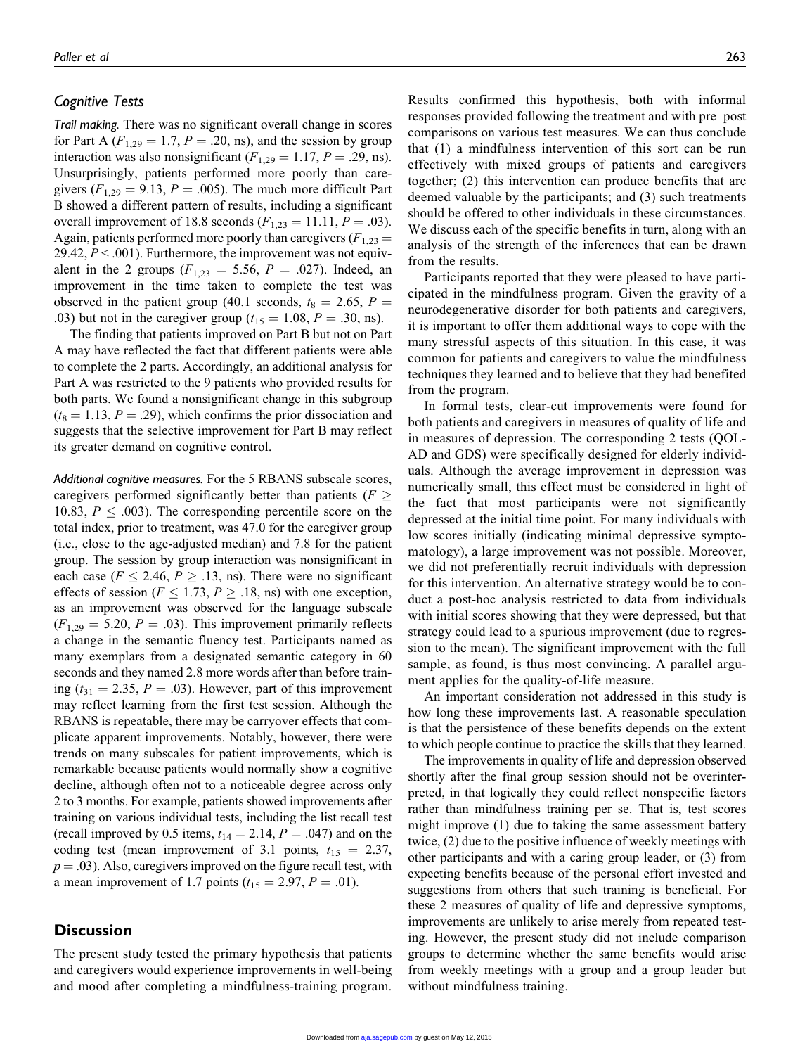### Cognitive Tests

*Trail making.* There was no significant overall change in scores for Part A ($F_{1,29} = 1.7$, $P = .20$, ns), and the session by group interaction was also nonsignificant ($F_{1,29} = 1.17$, $P = .29$, ns). Unsurprisingly, patients performed more poorly than caregivers ($F_{1,29} = 9.13$, $P = .005$). The much more difficult Part B showed a different pattern of results, including a significant overall improvement of 18.8 seconds ($F_{1,23} = 11.11$, $P = .03$). Again, patients performed more poorly than caregivers ($F_{1,23} = 29.42$, $P < .001$). Furthermore, the improvement was not equivalent in the 2 groups ($F_{1,23} = 5.56$, $P = .027$). Indeed, an improvement in the time taken to complete the test was observed in the patient group (40.1 seconds, $t_8 = 2.65$, $P = .03$) but not in the caregiver group ($t_{15} = 1.08$, $P = .30$, ns).

The finding that patients improved on Part B but not on Part A may have reflected the fact that different patients were able to complete the 2 parts. Accordingly, an additional analysis for Part A was restricted to the 9 patients who provided results for both parts. We found a nonsignificant change in this subgroup ($t_8 = 1.13$, $P = .29$), which confirms the prior dissociation and suggests that the selective improvement for Part B may reflect its greater demand on cognitive control.

*Additional cognitive measures.* For the 5 RBANS subscale scores, caregivers performed significantly better than patients ($F \geq 10.83$, $P \leq .003$). The corresponding percentile score on the total index, prior to treatment, was 47.0 for the caregiver group (i.e., close to the age-adjusted median) and 7.8 for the patient group. The session by group interaction was nonsignificant in each case ($F \leq 2.46$, $P \geq .13$, ns). There were no significant effects of session ($F \leq 1.73$, $P \geq .18$, ns) with one exception, as an improvement was observed for the language subscale ($F_{1,29} = 5.20$, $P = .03$). This improvement primarily reflects a change in the semantic fluency test. Participants named as many exemplars from a designated semantic category in 60 seconds and they named 2.8 more words after than before training ($t_{31} = 2.35$, $P = .03$). However, part of this improvement may reflect learning from the first test session. Although the RBANS is repeatable, there may be carryover effects that complicate apparent improvements. Notably, however, there were trends on many subscales for patient improvements, which is remarkable because patients would normally show a cognitive decline, although often not to a noticeable degree across only 2 to 3 months. For example, patients showed improvements after training on various individual tests, including the list recall test (recall improved by 0.5 items, $t_{14} = 2.14$, $P = .047$) and on the coding test (mean improvement of 3.1 points, $t_{15} = 2.37$, $p = .03$). Also, caregivers improved on the figure recall test, with a mean improvement of 1.7 points ($t_{15} = 2.97$, $P = .01$).

## Discussion

The present study tested the primary hypothesis that patients and caregivers would experience improvements in well-being and mood after completing a mindfulness-training program. Results confirmed this hypothesis, both with informal responses provided following the treatment and with pre–post comparisons on various test measures. We can thus conclude that (1) a mindfulness intervention of this sort can be run effectively with mixed groups of patients and caregivers together; (2) this intervention can produce benefits that are deemed valuable by the participants; and (3) such treatments should be offered to other individuals in these circumstances. We discuss each of the specific benefits in turn, along with an analysis of the strength of the inferences that can be drawn from the results.

Participants reported that they were pleased to have participated in the mindfulness program. Given the gravity of a neurodegenerative disorder for both patients and caregivers, it is important to offer them additional ways to cope with the many stressful aspects of this situation. In this case, it was common for patients and caregivers to value the mindfulness techniques they learned and to believe that they had benefited from the program.

In formal tests, clear-cut improvements were found for both patients and caregivers in measures of quality of life and in measures of depression. The corresponding 2 tests (QOL-AD and GDS) were specifically designed for elderly individuals. Although the average improvement in depression was numerically small, this effect must be considered in light of the fact that most participants were not significantly depressed at the initial time point. For many individuals with low scores initially (indicating minimal depressive symptomatology), a large improvement was not possible. Moreover, we did not preferentially recruit individuals with depression for this intervention. An alternative strategy would be to conduct a post-hoc analysis restricted to data from individuals with initial scores showing that they were depressed, but that strategy could lead to a spurious improvement (due to regression to the mean). The significant improvement with the full sample, as found, is thus most convincing. A parallel argument applies for the quality-of-life measure.

An important consideration not addressed in this study is how long these improvements last. A reasonable speculation is that the persistence of these benefits depends on the extent to which people continue to practice the skills that they learned.

The improvements in quality of life and depression observed shortly after the final group session should not be overinterpreted, in that logically they could reflect nonspecific factors rather than mindfulness training per se. That is, test scores might improve (1) due to taking the same assessment battery twice, (2) due to the positive influence of weekly meetings with other participants and with a caring group leader, or (3) from expecting benefits because of the personal effort invested and suggestions from others that such training is beneficial. For these 2 measures of quality of life and depressive symptoms, improvements are unlikely to arise merely from repeated testing. However, the present study did not include comparison groups to determine whether the same benefits would arise from weekly meetings with a group and a group leader but without mindfulness training.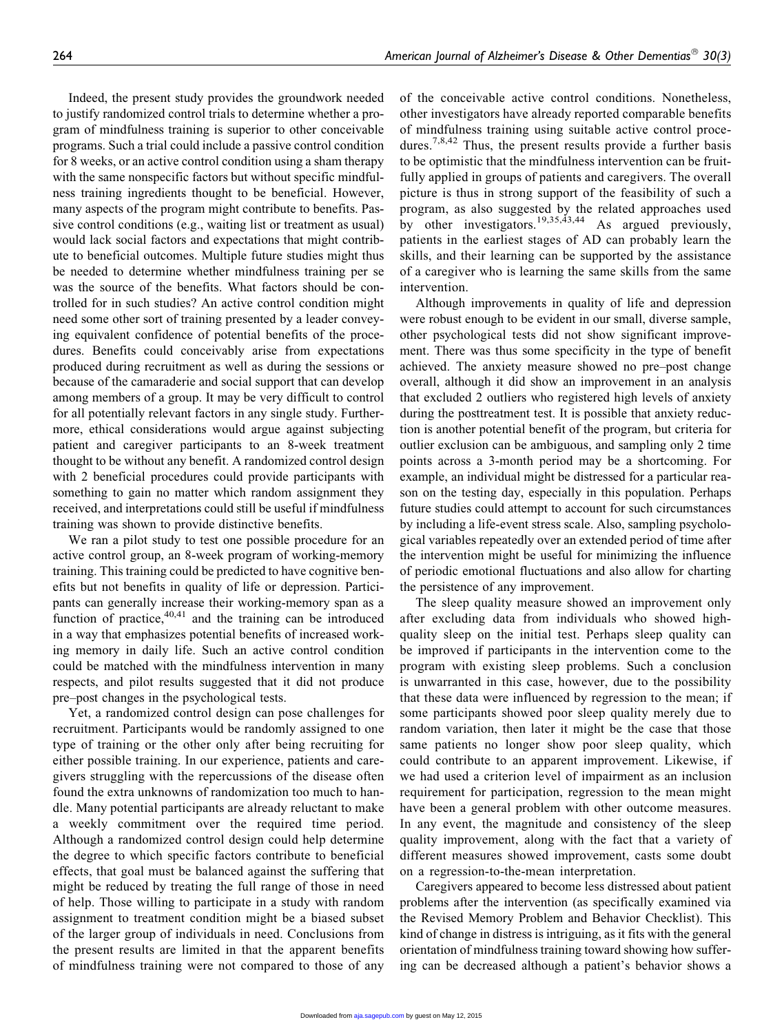Indeed, the present study provides the groundwork needed to justify randomized control trials to determine whether a program of mindfulness training is superior to other conceivable programs. Such a trial could include a passive control condition for 8 weeks, or an active control condition using a sham therapy with the same nonspecific factors but without specific mindfulness training ingredients thought to be beneficial. However, many aspects of the program might contribute to benefits. Passive control conditions (e.g., waiting list or treatment as usual) would lack social factors and expectations that might contribute to beneficial outcomes. Multiple future studies might thus be needed to determine whether mindfulness training per se was the source of the benefits. What factors should be controlled for in such studies? An active control condition might need some other sort of training presented by a leader conveying equivalent confidence of potential benefits of the procedures. Benefits could conceivably arise from expectations produced during recruitment as well as during the sessions or because of the camaraderie and social support that can develop among members of a group. It may be very difficult to control for all potentially relevant factors in any single study. Furthermore, ethical considerations would argue against subjecting patient and caregiver participants to an 8-week treatment thought to be without any benefit. A randomized control design with 2 beneficial procedures could provide participants with something to gain no matter which random assignment they received, and interpretations could still be useful if mindfulness training was shown to provide distinctive benefits.

We ran a pilot study to test one possible procedure for an active control group, an 8-week program of working-memory training. This training could be predicted to have cognitive benefits but not benefits in quality of life or depression. Participants can generally increase their working-memory span as a function of practice,[40,41] and the training can be introduced in a way that emphasizes potential benefits of increased working memory in daily life. Such an active control condition could be matched with the mindfulness intervention in many respects, and pilot results suggested that it did not produce pre–post changes in the psychological tests.

Yet, a randomized control design can pose challenges for recruitment. Participants would be randomly assigned to one type of training or the other only after being recruiting for either possible training. In our experience, patients and caregivers struggling with the repercussions of the disease often found the extra unknowns of randomization too much to handle. Many potential participants are already reluctant to make a weekly commitment over the required time period. Although a randomized control design could help determine the degree to which specific factors contribute to beneficial effects, that goal must be balanced against the suffering that might be reduced by treating the full range of those in need of help. Those willing to participate in a study with random assignment to treatment condition might be a biased subset of the larger group of individuals in need. Conclusions from the present results are limited in that the apparent benefits of mindfulness training were not compared to those of any of the conceivable active control conditions. Nonetheless, other investigators have already reported comparable benefits of mindfulness training using suitable active control procedures.[7,8,42] Thus, the present results provide a further basis to be optimistic that the mindfulness intervention can be fruitfully applied in groups of patients and caregivers. The overall picture is thus in strong support of the feasibility of such a program, as also suggested by the related approaches used by other investigators.[19,35,43,44] As argued previously, patients in the earliest stages of AD can probably learn the skills, and their learning can be supported by the assistance of a caregiver who is learning the same skills from the same intervention.

Although improvements in quality of life and depression were robust enough to be evident in our small, diverse sample, other psychological tests did not show significant improvement. There was thus some specificity in the type of benefit achieved. The anxiety measure showed no pre–post change overall, although it did show an improvement in an analysis that excluded 2 outliers who registered high levels of anxiety during the posttreatment test. It is possible that anxiety reduction is another potential benefit of the program, but criteria for outlier exclusion can be ambiguous, and sampling only 2 time points across a 3-month period may be a shortcoming. For example, an individual might be distressed for a particular reason on the testing day, especially in this population. Perhaps future studies could attempt to account for such circumstances by including a life-event stress scale. Also, sampling psychological variables repeatedly over an extended period of time after the intervention might be useful for minimizing the influence of periodic emotional fluctuations and also allow for charting the persistence of any improvement.

The sleep quality measure showed an improvement only after excluding data from individuals who showed high-quality sleep on the initial test. Perhaps sleep quality can be improved if participants in the intervention come to the program with existing sleep problems. Such a conclusion is unwarranted in this case, however, due to the possibility that these data were influenced by regression to the mean; if some participants showed poor sleep quality merely due to random variation, then later it might be the case that those same patients no longer show poor sleep quality, which could contribute to an apparent improvement. Likewise, if we had used a criterion level of impairment as an inclusion requirement for participation, regression to the mean might have been a general problem with other outcome measures. In any event, the magnitude and consistency of the sleep quality improvement, along with the fact that a variety of different measures showed improvement, casts some doubt on a regression-to-the-mean interpretation.

Caregivers appeared to become less distressed about patient problems after the intervention (as specifically examined via the Revised Memory Problem and Behavior Checklist). This kind of change in distress is intriguing, as it fits with the general orientation of mindfulness training toward showing how suffering can be decreased although a patient's behavior shows a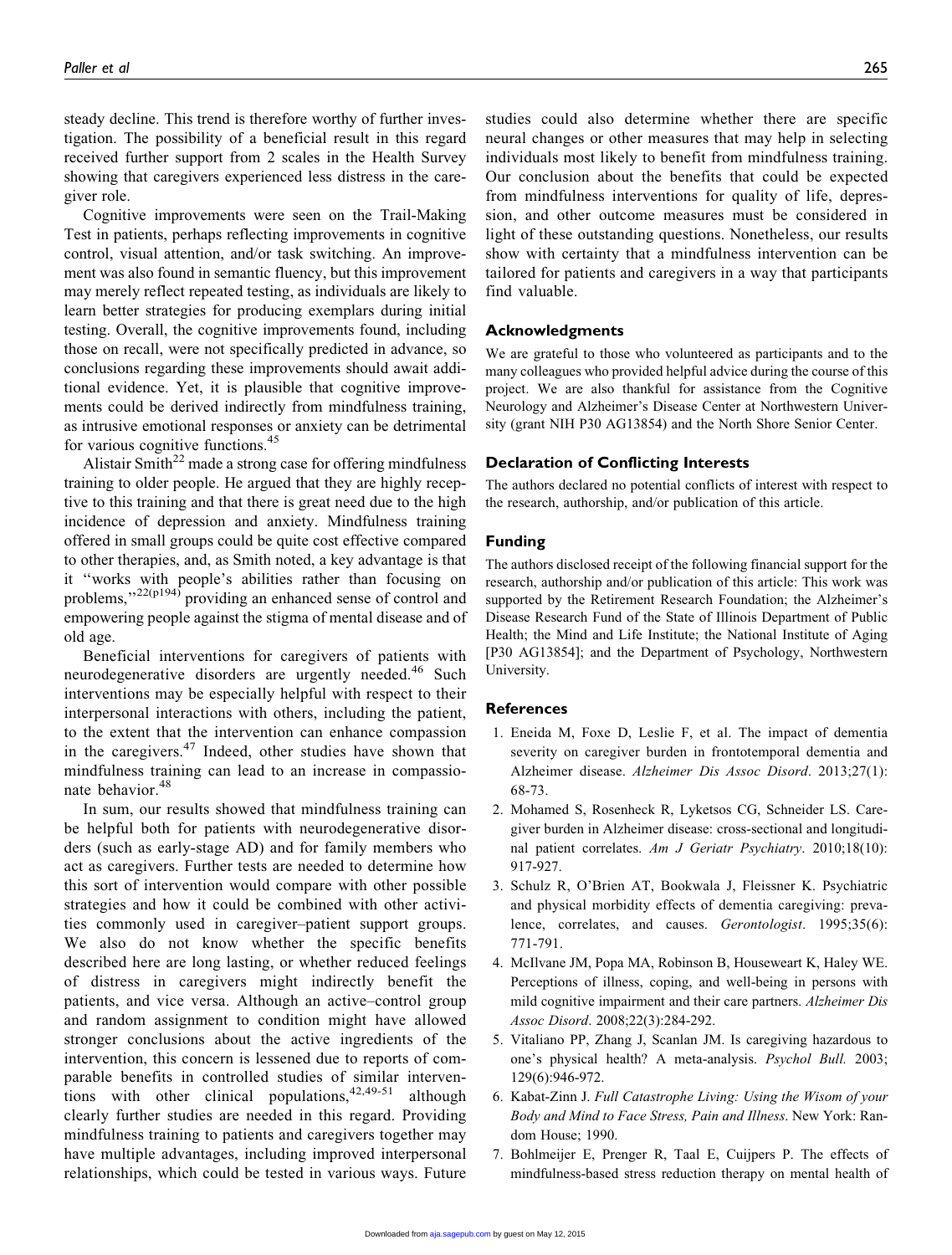steady decline. This trend is therefore worthy of further investigation. The possibility of a beneficial result in this regard received further support from 2 scales in the Health Survey showing that caregivers experienced less distress in the caregiver role.

Cognitive improvements were seen on the Trail-Making Test in patients, perhaps reflecting improvements in cognitive control, visual attention, and/or task switching. An improvement was also found in semantic fluency, but this improvement may merely reflect repeated testing, as individuals are likely to learn better strategies for producing exemplars during initial testing. Overall, the cognitive improvements found, including those on recall, were not specifically predicted in advance, so conclusions regarding these improvements should await additional evidence. Yet, it is plausible that cognitive improvements could be derived indirectly from mindfulness training, as intrusive emotional responses or anxiety can be detrimental for various cognitive functions.[45]

Alistair Smith[22] made a strong case for offering mindfulness training to older people. He argued that they are highly receptive to this training and that there is great need due to the high incidence of depression and anxiety. Mindfulness training offered in small groups could be quite cost effective compared to other therapies, and, as Smith noted, a key advantage is that it "works with people's abilities rather than focusing on problems,"[22(p194)] providing an enhanced sense of control and empowering people against the stigma of mental disease and of old age.

Beneficial interventions for caregivers of patients with neurodegenerative disorders are urgently needed.[46] Such interventions may be especially helpful with respect to their interpersonal interactions with others, including the patient, to the extent that the intervention can enhance compassion in the caregivers.[47] Indeed, other studies have shown that mindfulness training can lead to an increase in compassionate behavior.[48]

In sum, our results showed that mindfulness training can be helpful both for patients with neurodegenerative disorders (such as early-stage AD) and for family members who act as caregivers. Further tests are needed to determine how this sort of intervention would compare with other possible strategies and how it could be combined with other activities commonly used in caregiver–patient support groups. We also do not know whether the specific benefits described here are long lasting, or whether reduced feelings of distress in caregivers might indirectly benefit the patients, and vice versa. Although an active–control group and random assignment to condition might have allowed stronger conclusions about the active ingredients of the intervention, this concern is lessened due to reports of comparable benefits in controlled studies of similar interventions with other clinical populations,[42,49-51] although clearly further studies are needed in this regard. Providing mindfulness training to patients and caregivers together may have multiple advantages, including improved interpersonal relationships, which could be tested in various ways. Future studies could also determine whether there are specific neural changes or other measures that may help in selecting individuals most likely to benefit from mindfulness training. Our conclusion about the benefits that could be expected from mindfulness interventions for quality of life, depression, and other outcome measures must be considered in light of these outstanding questions. Nonetheless, our results show with certainty that a mindfulness intervention can be tailored for patients and caregivers in a way that participants find valuable.

## Acknowledgments

We are grateful to those who volunteered as participants and to the many colleagues who provided helpful advice during the course of this project. We are also thankful for assistance from the Cognitive Neurology and Alzheimer's Disease Center at Northwestern University (grant NIH P30 AG13854) and the North Shore Senior Center.

## Declaration of Conflicting Interests

The authors declared no potential conflicts of interest with respect to the research, authorship, and/or publication of this article.

## Funding

The authors disclosed receipt of the following financial support for the research, authorship and/or publication of this article: This work was supported by the Retirement Research Foundation; the Alzheimer's Disease Research Fund of the State of Illinois Department of Public Health; the Mind and Life Institute; the National Institute of Aging [P30 AG13854]; and the Department of Psychology, Northwestern University.

## References

1. Eneida M, Foxe D, Leslie F, et al. The impact of dementia severity on caregiver burden in frontotemporal dementia and Alzheimer disease. *Alzheimer Dis Assoc Disord*. 2013;27(1):68-73.
2. Mohamed S, Rosenheck R, Lyketsos CG, Schneider LS. Caregiver burden in Alzheimer disease: cross-sectional and longitudinal patient correlates. *Am J Geriatr Psychiatry*. 2010;18(10):917-927.
3. Schulz R, O'Brien AT, Bookwala J, Fleissner K. Psychiatric and physical morbidity effects of dementia caregiving: prevalence, correlates, and causes. *Gerontologist*. 1995;35(6):771-791.
4. McIlvane JM, Popa MA, Robinson B, Houseweart K, Haley WE. Perceptions of illness, coping, and well-being in persons with mild cognitive impairment and their care partners. *Alzheimer Dis Assoc Disord*. 2008;22(3):284-292.
5. Vitaliano PP, Zhang J, Scanlan JM. Is caregiving hazardous to one's physical health? A meta-analysis. *Psychol Bull.* 2003;129(6):946-972.
6. Kabat-Zinn J. *Full Catastrophe Living: Using the Wisom of your Body and Mind to Face Stress, Pain and Illness*. New York: Random House; 1990.
7. Bohlmeijer E, Prenger R, Taal E, Cuijpers P. The effects of mindfulness-based stress reduction therapy on mental health of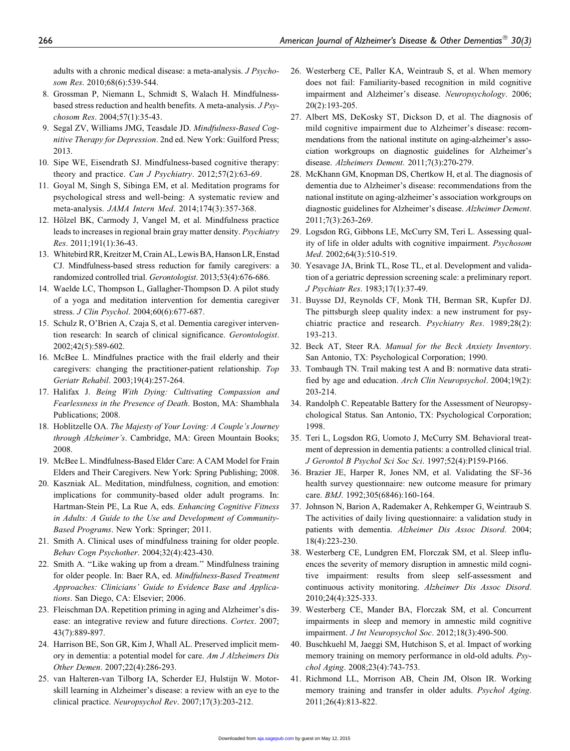adults with a chronic medical disease: a meta-analysis. *J Psychosom Res*. 2010;68(6):539-544.

8. Grossman P, Niemann L, Schmidt S, Walach H. Mindfulness-based stress reduction and health benefits. A meta-analysis. *J Psychosom Res*. 2004;57(1):35-43.
9. Segal ZV, Williams JMG, Teasdale JD. *Mindfulness-Based Cognitive Therapy for Depression*. 2nd ed. New York: Guilford Press; 2013.
10. Sipe WE, Eisendrath SJ. Mindfulness-based cognitive therapy: theory and practice. *Can J Psychiatry*. 2012;57(2):63-69.
11. Goyal M, Singh S, Sibinga EM, et al. Meditation programs for psychological stress and well-being: A systematic review and meta-analysis. *JAMA Intern Med*. 2014;174(3):357-368.
12. Hölzel BK, Carmody J, Vangel M, et al. Mindfulness practice leads to increases in regional brain gray matter density. *Psychiatry Res*. 2011;191(1):36-43.
13. Whitebird RR, Kreitzer M, Crain AL, Lewis BA, Hanson LR, Enstad CJ. Mindfulness-based stress reduction for family caregivers: a randomized controlled trial. *Gerontologist*. 2013;53(4):676-686.
14. Waelde LC, Thompson L, Gallagher-Thompson D. A pilot study of a yoga and meditation intervention for dementia caregiver stress. *J Clin Psychol*. 2004;60(6):677-687.
15. Schulz R, O'Brien A, Czaja S, et al. Dementia caregiver intervention research: In search of clinical significance. *Gerontologist*. 2002;42(5):589-602.
16. McBee L. Mindfulnes practice with the frail elderly and their caregivers: changing the practitioner-patient relationship. *Top Geriatr Rehabil*. 2003;19(4):257-264.
17. Halifax J. *Being With Dying: Cultivating Compassion and Fearlessness in the Presence of Death*. Boston, MA: Shambhala Publications; 2008.
18. Hoblitzelle OA. *The Majesty of Your Loving: A Couple's Journey through Alzheimer's*. Cambridge, MA: Green Mountain Books; 2008.
19. McBee L. Mindfulness-Based Elder Care: A CAM Model for Frain Elders and Their Caregivers. New York: Spring Publishing; 2008.
20. Kaszniak AL. Meditation, mindfulness, cognition, and emotion: implications for community-based older adult programs. In: Hartman-Stein PE, La Rue A, eds. *Enhancing Cognitive Fitness in Adults: A Guide to the Use and Development of Community-Based Programs*. New York: Springer; 2011.
21. Smith A. Clinical uses of mindfulness training for older people. *Behav Cogn Psychother*. 2004;32(4):423-430.
22. Smith A. "Like waking up from a dream." Mindfulness training for older people. In: Baer RA, ed. *Mindfulness-Based Treatment Approaches: Clinicians' Guide to Evidence Base and Applications*. San Diego, CA: Elsevier; 2006.
23. Fleischman DA. Repetition priming in aging and Alzheimer's disease: an integrative review and future directions. *Cortex*. 2007;43(7):889-897.
24. Harrison BE, Son GR, Kim J, Whall AL. Preserved implicit memory in dementia: a potential model for care. *Am J Alzheimers Dis Other Demen*. 2007;22(4):286-293.
25. van Halteren-van Tilborg IA, Scherder EJ, Hulstijn W. Motor-skill learning in Alzheimer's disease: a review with an eye to the clinical practice. *Neuropsychol Rev*. 2007;17(3):203-212.
26. Westerberg CE, Paller KA, Weintraub S, et al. When memory does not fail: Familiarity-based recognition in mild cognitive impairment and Alzheimer's disease. *Neuropsychology*. 2006;20(2):193-205.
27. Albert MS, DeKosky ST, Dickson D, et al. The diagnosis of mild cognitive impairment due to Alzheimer's disease: recommendations from the national institute on aging-alzheimer's association workgroups on diagnostic guidelines for Alzheimer's disease. *Alzheimers Dement*. 2011;7(3):270-279.
28. McKhann GM, Knopman DS, Chertkow H, et al. The diagnosis of dementia due to Alzheimer's disease: recommendations from the national institute on aging-alzheimer's association workgroups on diagnostic guidelines for Alzheimer's disease. *Alzheimer Dement*. 2011;7(3):263-269.
29. Logsdon RG, Gibbons LE, McCurry SM, Teri L. Assessing quality of life in older adults with cognitive impairment. *Psychosom Med*. 2002;64(3):510-519.
30. Yesavage JA, Brink TL, Rose TL, et al. Development and validation of a geriatric depression screening scale: a preliminary report. *J Psychiatr Res*. 1983;17(1):37-49.
31. Buysse DJ, Reynolds CF, Monk TH, Berman SR, Kupfer DJ. The pittsburgh sleep quality index: a new instrument for psychiatric practice and research. *Psychiatry Res*. 1989;28(2):193-213.
32. Beck AT, Steer RA. *Manual for the Beck Anxiety Inventory*. San Antonio, TX: Psychological Corporation; 1990.
33. Tombaugh TN. Trail making test A and B: normative data stratified by age and education. *Arch Clin Neuropsychol*. 2004;19(2):203-214.
34. Randolph C. Repeatable Battery for the Assessment of Neuropsychological Status. San Antonio, TX: Psychological Corporation; 1998.
35. Teri L, Logsdon RG, Uomoto J, McCurry SM. Behavioral treatment of depression in dementia patients: a controlled clinical trial. *J Gerontol B Psychol Sci Soc Sci*. 1997;52(4):P159-P166.
36. Brazier JE, Harper R, Jones NM, et al. Validating the SF-36 health survey questionnaire: new outcome measure for primary care. *BMJ*. 1992;305(6846):160-164.
37. Johnson N, Barion A, Rademaker A, Rehkemper G, Weintraub S. The activities of daily living questionnaire: a validation study in patients with dementia. *Alzheimer Dis Assoc Disord*. 2004;18(4):223-230.
38. Westerberg CE, Lundgren EM, Florczak SM, et al. Sleep influences the severity of memory disruption in amnestic mild cognitive impairment: results from sleep self-assessment and continuous activity monitoring. *Alzheimer Dis Assoc Disord*. 2010;24(4):325-333.
39. Westerberg CE, Mander BA, Florczak SM, et al. Concurrent impairments in sleep and memory in amnestic mild cognitive impairment. *J Int Neuropsychol Soc*. 2012;18(3):490-500.
40. Buschkuehl M, Jaeggi SM, Hutchison S, et al. Impact of working memory training on memory performance in old-old adults. *Psychol Aging*. 2008;23(4):743-753.
41. Richmond LL, Morrison AB, Chein JM, Olson IR. Working memory training and transfer in older adults. *Psychol Aging*. 2011;26(4):813-822.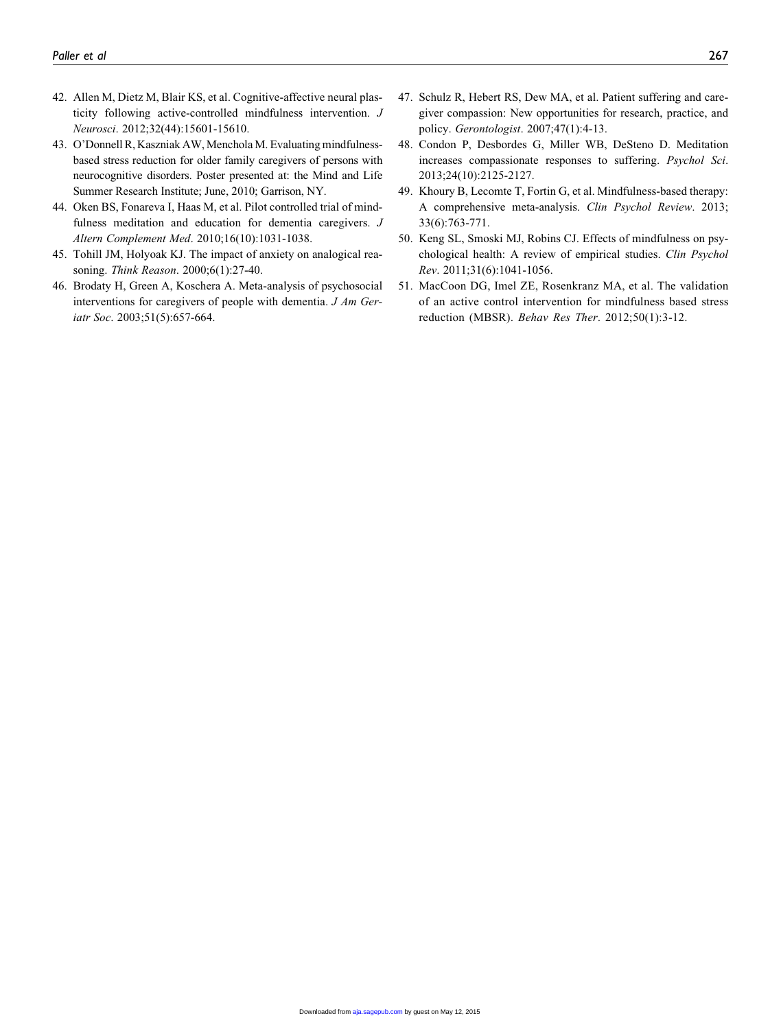42. Allen M, Dietz M, Blair KS, et al. Cognitive-affective neural plasticity following active-controlled mindfulness intervention. *J Neurosci*. 2012;32(44):15601-15610.
43. O'Donnell R, Kaszniak AW, Menchola M. Evaluating mindfulness-based stress reduction for older family caregivers of persons with neurocognitive disorders. Poster presented at: the Mind and Life Summer Research Institute; June, 2010; Garrison, NY.
44. Oken BS, Fonareva I, Haas M, et al. Pilot controlled trial of mindfulness meditation and education for dementia caregivers. *J Altern Complement Med*. 2010;16(10):1031-1038.
45. Tohill JM, Holyoak KJ. The impact of anxiety on analogical reasoning. *Think Reason*. 2000;6(1):27-40.
46. Brodaty H, Green A, Koschera A. Meta-analysis of psychosocial interventions for caregivers of people with dementia. *J Am Geriatr Soc*. 2003;51(5):657-664.
47. Schulz R, Hebert RS, Dew MA, et al. Patient suffering and caregiver compassion: New opportunities for research, practice, and policy. *Gerontologist*. 2007;47(1):4-13.
48. Condon P, Desbordes G, Miller WB, DeSteno D. Meditation increases compassionate responses to suffering. *Psychol Sci*. 2013;24(10):2125-2127.
49. Khoury B, Lecomte T, Fortin G, et al. Mindfulness-based therapy: A comprehensive meta-analysis. *Clin Psychol Review*. 2013; 33(6):763-771.
50. Keng SL, Smoski MJ, Robins CJ. Effects of mindfulness on psychological health: A review of empirical studies. *Clin Psychol Rev*. 2011;31(6):1041-1056.
51. MacCoon DG, Imel ZE, Rosenkranz MA, et al. The validation of an active control intervention for mindfulness based stress reduction (MBSR). *Behav Res Ther*. 2012;50(1):3-12.